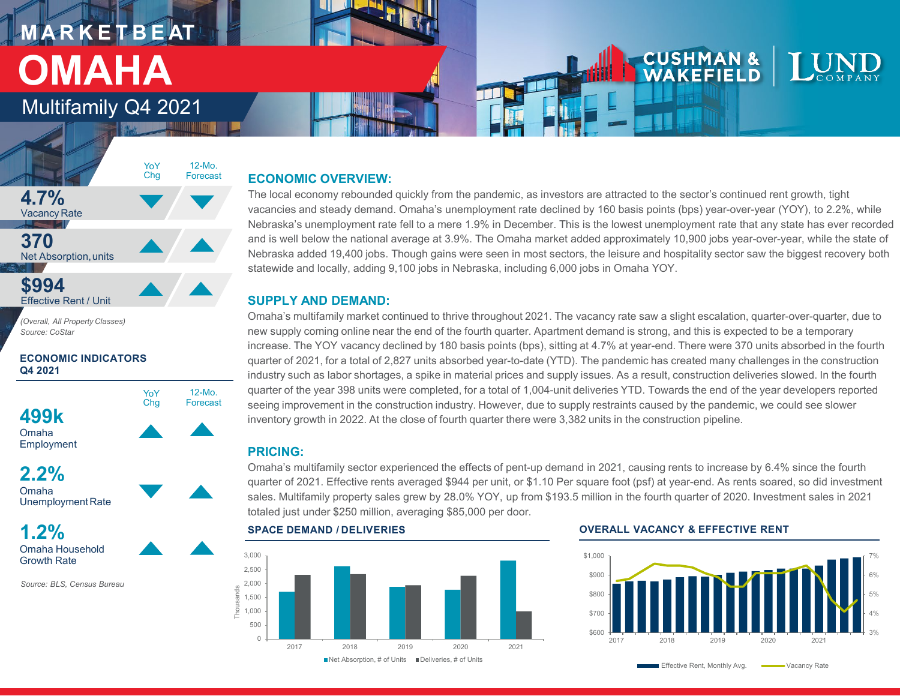# MARKETBEAT

# OMAHA

## Multifamily Q4 2021

CUSHMAN & WAKEFIELD | LUND COMPANY

| | YoY Chg | 12-Mo. Forecast |
|---|---|---|
| **4.7%** Vacancy Rate | ▼ | ▼ |
| **370** Net Absorption, units | ▲ | ▲ |
| **$994** Effective Rent / Unit | ▲ | ▲ |

*(Overall, All Property Classes)*
*Source: CoStar*

### ECONOMIC INDICATORS Q4 2021

| | YoY Chg | 12-Mo. Forecast |
|---|---|---|
| **499k** Omaha Employment | ▲ | ▲ |
| **2.2%** Omaha Unemployment Rate | ▼ | ▲ |
| **1.2%** Omaha Household Growth Rate | ▲ | ▲ |

*Source: BLS, Census Bureau*

### ECONOMIC OVERVIEW:

The local economy rebounded quickly from the pandemic, as investors are attracted to the sector's continued rent growth, tight vacancies and steady demand. Omaha's unemployment rate declined by 160 basis points (bps) year-over-year (YOY), to 2.2%, while Nebraska's unemployment rate fell to a mere 1.9% in December. This is the lowest unemployment rate that any state has ever recorded and is well below the national average at 3.9%. The Omaha market added approximately 10,900 jobs year-over-year, while the state of Nebraska added 19,400 jobs. Though gains were seen in most sectors, the leisure and hospitality sector saw the biggest recovery both statewide and locally, adding 9,100 jobs in Nebraska, including 6,000 jobs in Omaha YOY.

### SUPPLY AND DEMAND:

Omaha's multifamily market continued to thrive throughout 2021. The vacancy rate saw a slight escalation, quarter-over-quarter, due to new supply coming online near the end of the fourth quarter. Apartment demand is strong, and this is expected to be a temporary increase. The YOY vacancy declined by 180 basis points (bps), sitting at 4.7% at year-end. There were 370 units absorbed in the fourth quarter of 2021, for a total of 2,827 units absorbed year-to-date (YTD). The pandemic has created many challenges in the construction industry such as labor shortages, a spike in material prices and supply issues. As a result, construction deliveries slowed. In the fourth quarter of the year 398 units were completed, for a total of 1,004-unit deliveries YTD. Towards the end of the year developers reported seeing improvement in the construction industry. However, due to supply restraints caused by the pandemic, we could see slower inventory growth in 2022. At the close of fourth quarter there were 3,382 units in the construction pipeline.

### PRICING:

Omaha's multifamily sector experienced the effects of pent-up demand in 2021, causing rents to increase by 6.4% since the fourth quarter of 2021. Effective rents averaged $944 per unit, or $1.10 Per square foot (psf) at year-end. As rents soared, so did investment sales. Multifamily property sales grew by 28.0% YOY, up from $193.5 million in the fourth quarter of 2020. Investment sales in 2021 totaled just under $250 million, averaging $85,000 per door.

### SPACE DEMAND / DELIVERIES

Net Absorption, # of Units; Deliveries, # of Units (2017–2021)

### OVERALL VACANCY & EFFECTIVE RENT

Effective Rent, Monthly Avg.; Vacancy Rate (2017–2021)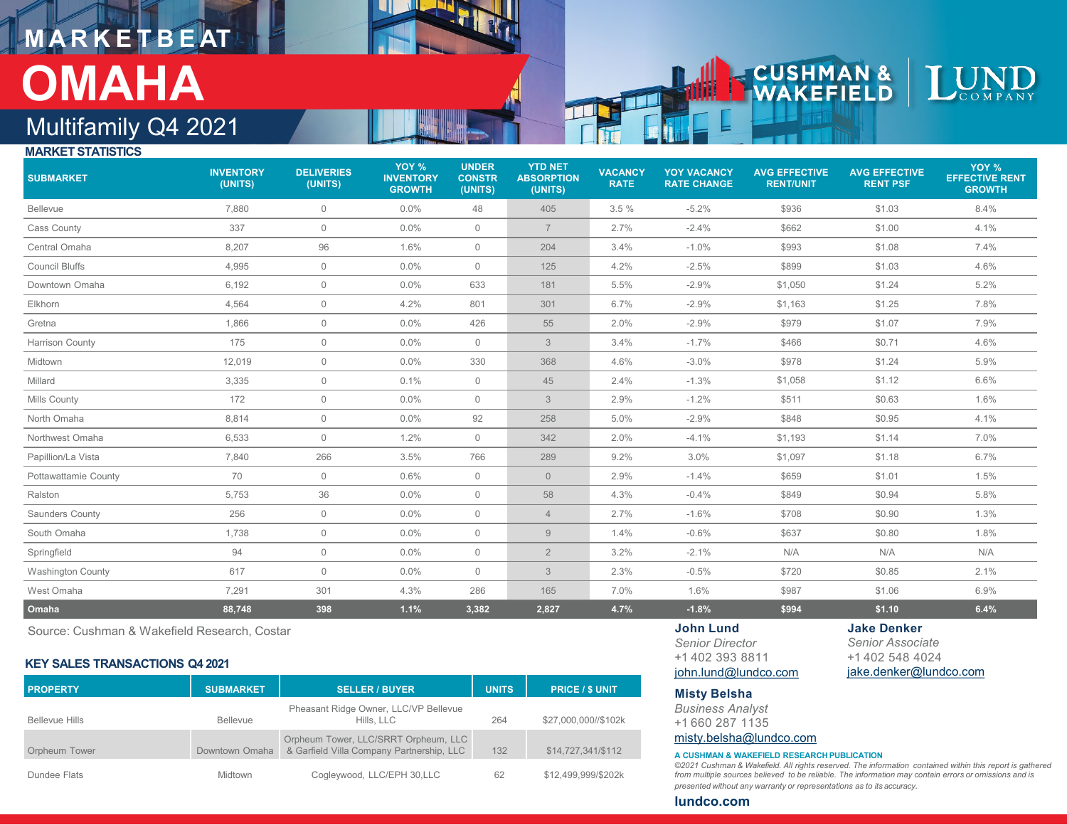# MARKETBEAT

# OMAHA

## Multifamily Q4 2021

CUSHMAN & WAKEFIELD | LUND COMPANY

### MARKET STATISTICS

| SUBMARKET | INVENTORY (UNITS) | DELIVERIES (UNITS) | YOY % INVENTORY GROWTH | UNDER CONSTR (UNITS) | YTD NET ABSORPTION (UNITS) | VACANCY RATE | YOY VACANCY RATE CHANGE | AVG EFFECTIVE RENT/UNIT | AVG EFFECTIVE RENT PSF | YOY % EFFECTIVE RENT GROWTH |
|---|---|---|---|---|---|---|---|---|---|---|
| Bellevue | 7,880 | 0 | 0.0% | 48 | 405 | 3.5 % | -5.2% | $936 | $1.03 | 8.4% |
| Cass County | 337 | 0 | 0.0% | 0 | 7 | 2.7% | -2.4% | $662 | $1.00 | 4.1% |
| Central Omaha | 8,207 | 96 | 1.6% | 0 | 204 | 3.4% | -1.0% | $993 | $1.08 | 7.4% |
| Council Bluffs | 4,995 | 0 | 0.0% | 0 | 125 | 4.2% | -2.5% | $899 | $1.03 | 4.6% |
| Downtown Omaha | 6,192 | 0 | 0.0% | 633 | 181 | 5.5% | -2.9% | $1,050 | $1.24 | 5.2% |
| Elkhorn | 4,564 | 0 | 4.2% | 801 | 301 | 6.7% | -2.9% | $1,163 | $1.25 | 7.8% |
| Gretna | 1,866 | 0 | 0.0% | 426 | 55 | 2.0% | -2.9% | $979 | $1.07 | 7.9% |
| Harrison County | 175 | 0 | 0.0% | 0 | 3 | 3.4% | -1.7% | $466 | $0.71 | 4.6% |
| Midtown | 12,019 | 0 | 0.0% | 330 | 368 | 4.6% | -3.0% | $978 | $1.24 | 5.9% |
| Millard | 3,335 | 0 | 0.1% | 0 | 45 | 2.4% | -1.3% | $1,058 | $1.12 | 6.6% |
| Mills County | 172 | 0 | 0.0% | 0 | 3 | 2.9% | -1.2% | $511 | $0.63 | 1.6% |
| North Omaha | 8,814 | 0 | 0.0% | 92 | 258 | 5.0% | -2.9% | $848 | $0.95 | 4.1% |
| Northwest Omaha | 6,533 | 0 | 1.2% | 0 | 342 | 2.0% | -4.1% | $1,193 | $1.14 | 7.0% |
| Papillion/La Vista | 7,840 | 266 | 3.5% | 766 | 289 | 9.2% | 3.0% | $1,097 | $1.18 | 6.7% |
| Pottawattamie County | 70 | 0 | 0.6% | 0 | 0 | 2.9% | -1.4% | $659 | $1.01 | 1.5% |
| Ralston | 5,753 | 36 | 0.0% | 0 | 58 | 4.3% | -0.4% | $849 | $0.94 | 5.8% |
| Saunders County | 256 | 0 | 0.0% | 0 | 4 | 2.7% | -1.6% | $708 | $0.90 | 1.3% |
| South Omaha | 1,738 | 0 | 0.0% | 0 | 9 | 1.4% | -0.6% | $637 | $0.80 | 1.8% |
| Springfield | 94 | 0 | 0.0% | 0 | 2 | 3.2% | -2.1% | N/A | N/A | N/A |
| Washington County | 617 | 0 | 0.0% | 0 | 3 | 2.3% | -0.5% | $720 | $0.85 | 2.1% |
| West Omaha | 7,291 | 301 | 4.3% | 286 | 165 | 7.0% | 1.6% | $987 | $1.06 | 6.9% |
| **Omaha** | **88,748** | **398** | **1.1%** | **3,382** | **2,827** | **4.7%** | **-1.8%** | **$994** | **$1.10** | **6.4%** |

Source: Cushman & Wakefield Research, Costar

### KEY SALES TRANSACTIONS Q4 2021

| PROPERTY | SUBMARKET | SELLER / BUYER | UNITS | PRICE / $ UNIT |
|---|---|---|---|---|
| Bellevue Hills | Bellevue | Pheasant Ridge Owner, LLC/VP Bellevue Hills, LLC | 264 | $27,000,000//$102k |
| Orpheum Tower | Downtown Omaha | Orpheum Tower, LLC/SRRT Orpheum, LLC & Garfield Villa Company Partnership, LLC | 132 | $14,727,341/$112 |
| Dundee Flats | Midtown | Cogleywood, LLC/EPH 30,LLC | 62 | $12,499,999/$202k |

**John Lund**
*Senior Director*
+1 402 393 8811
john.lund@lundco.com

**Jake Denker**
*Senior Associate*
+1 402 548 4024
jake.denker@lundco.com

**Misty Belsha**
*Business Analyst*
+1 660 287 1135
misty.belsha@lundco.com

**A CUSHMAN & WAKEFIELD RESEARCH PUBLICATION**

*©2021 Cushman & Wakefield. All rights reserved. The information contained within this report is gathered from multiple sources believed to be reliable. The information may contain errors or omissions and is presented without any warranty or representations as to its accuracy.*

**lundco.com**